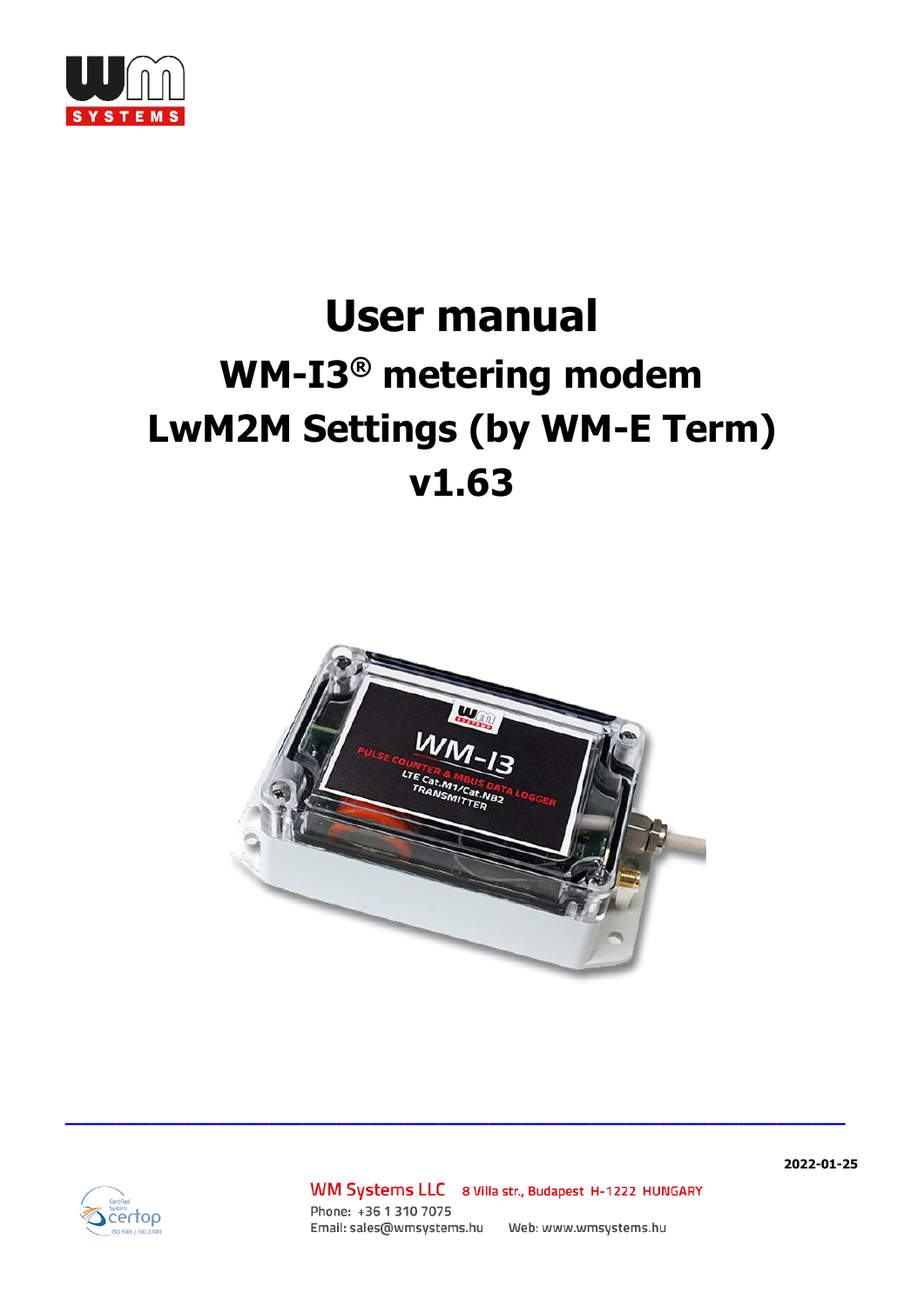# User manual

## WM-I3® metering modem

## LwM2M Settings (by WM-E Term)

## v1.63

2022-01-25

WM Systems LLC 8 Villa str., Budapest H-1222 HUNGARY

Phone: +36 1 310 7075

Email: sales@wmsystems.hu Web: www.wmsystems.hu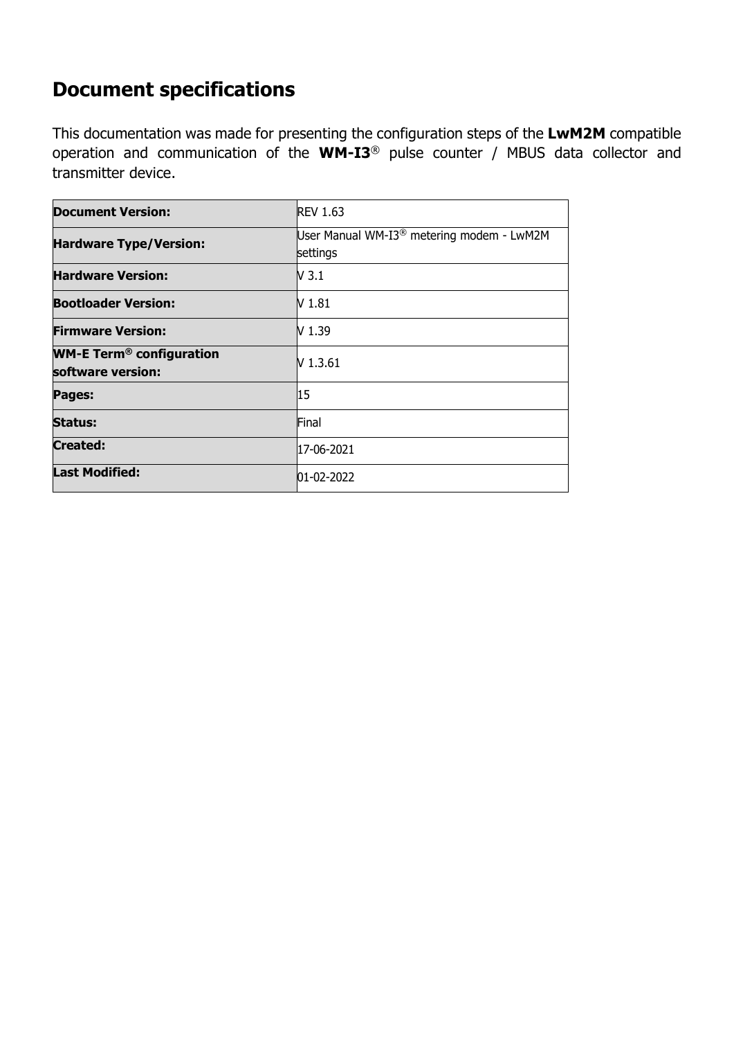# Document specifications

This documentation was made for presenting the configuration steps of the **LwM2M** compatible operation and communication of the **WM-I3**® pulse counter / MBUS data collector and transmitter device.

| **Document Version:** | REV 1.63 |
|---|---|
| **Hardware Type/Version:** | User Manual WM-I3® metering modem - LwM2M settings |
| **Hardware Version:** | V 3.1 |
| **Bootloader Version:** | V 1.81 |
| **Firmware Version:** | V 1.39 |
| **WM-E Term® configuration software version:** | V 1.3.61 |
| **Pages:** | 15 |
| **Status:** | Final |
| **Created:** | 17-06-2021 |
| **Last Modified:** | 01-02-2022 |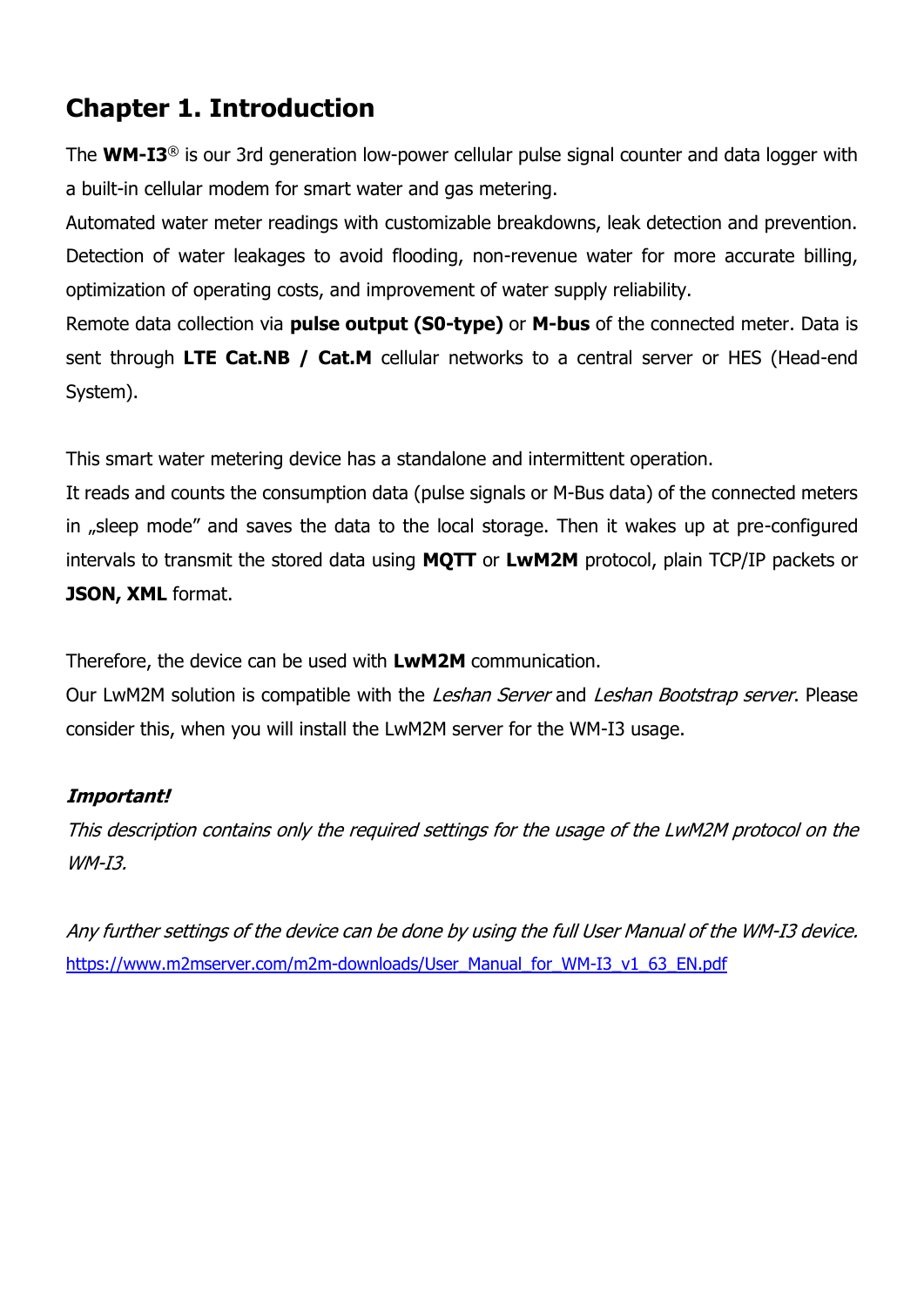# Chapter 1. Introduction

The **WM-I3**® is our 3rd generation low-power cellular pulse signal counter and data logger with a built-in cellular modem for smart water and gas metering.

Automated water meter readings with customizable breakdowns, leak detection and prevention. Detection of water leakages to avoid flooding, non-revenue water for more accurate billing, optimization of operating costs, and improvement of water supply reliability.

Remote data collection via **pulse output (S0-type)** or **M-bus** of the connected meter. Data is sent through **LTE Cat.NB / Cat.M** cellular networks to a central server or HES (Head-end System).

This smart water metering device has a standalone and intermittent operation.

It reads and counts the consumption data (pulse signals or M-Bus data) of the connected meters in „sleep mode" and saves the data to the local storage. Then it wakes up at pre-configured intervals to transmit the stored data using **MQTT** or **LwM2M** protocol, plain TCP/IP packets or **JSON, XML** format.

Therefore, the device can be used with **LwM2M** communication.

Our LwM2M solution is compatible with the *Leshan Server* and *Leshan Bootstrap server*. Please consider this, when you will install the LwM2M server for the WM-I3 usage.

***Important!***

*This description contains only the required settings for the usage of the LwM2M protocol on the WM-I3.*

*Any further settings of the device can be done by using the full User Manual of the WM-I3 device.*
https://www.m2mserver.com/m2m-downloads/User_Manual_for_WM-I3_v1_63_EN.pdf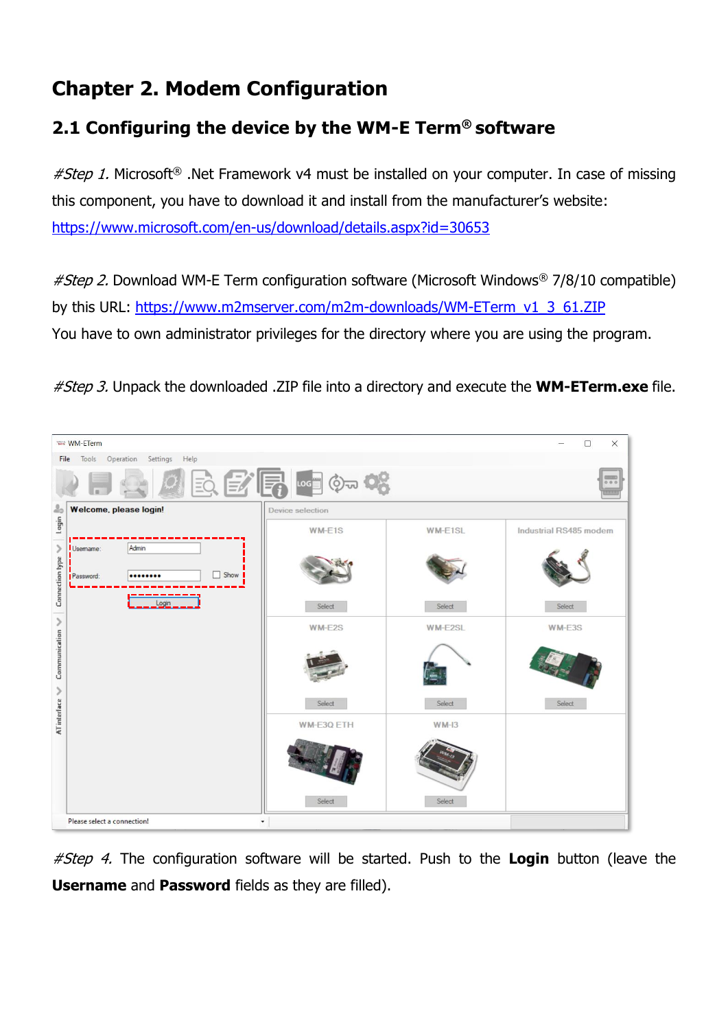# Chapter 2. Modem Configuration

## 2.1 Configuring the device by the WM-E Term® software

*#Step 1.* Microsoft® .Net Framework v4 must be installed on your computer. In case of missing this component, you have to download it and install from the manufacturer's website: https://www.microsoft.com/en-us/download/details.aspx?id=30653

*#Step 2.* Download WM-E Term configuration software (Microsoft Windows® 7/8/10 compatible) by this URL: https://www.m2mserver.com/m2m-downloads/WM-ETerm_v1_3_61.ZIP

You have to own administrator privileges for the directory where you are using the program.

*#Step 3.* Unpack the downloaded .ZIP file into a directory and execute the **WM-ETerm.exe** file.

*#Step 4.* The configuration software will be started. Push to the **Login** button (leave the **Username** and **Password** fields as they are filled).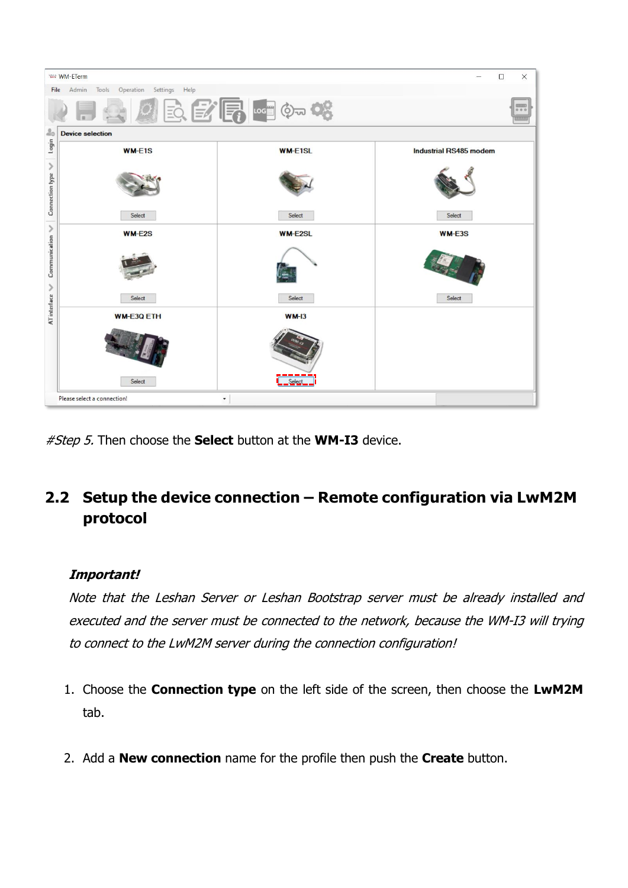*#Step 5.* Then choose the **Select** button at the **WM-I3** device.

## 2.2 Setup the device connection – Remote configuration via LwM2M protocol

***Important!***

*Note that the Leshan Server or Leshan Bootstrap server must be already installed and executed and the server must be connected to the network, because the WM-I3 will trying to connect to the LwM2M server during the connection configuration!*

1. Choose the **Connection type** on the left side of the screen, then choose the **LwM2M** tab.

2. Add a **New connection** name for the profile then push the **Create** button.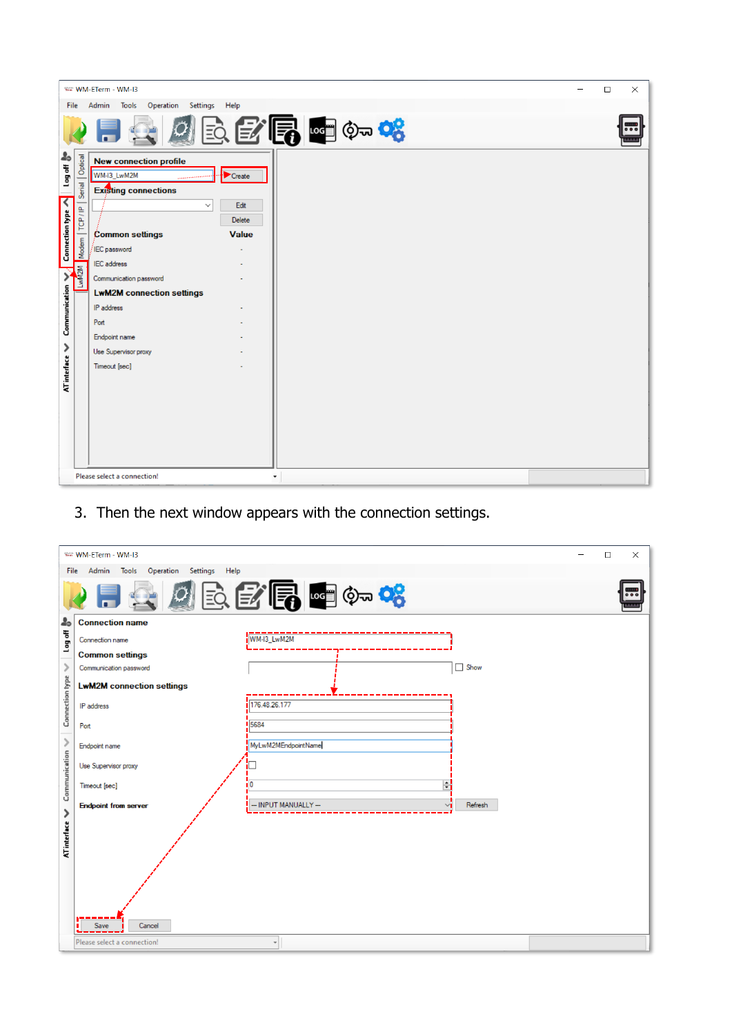3. Then the next window appears with the connection settings.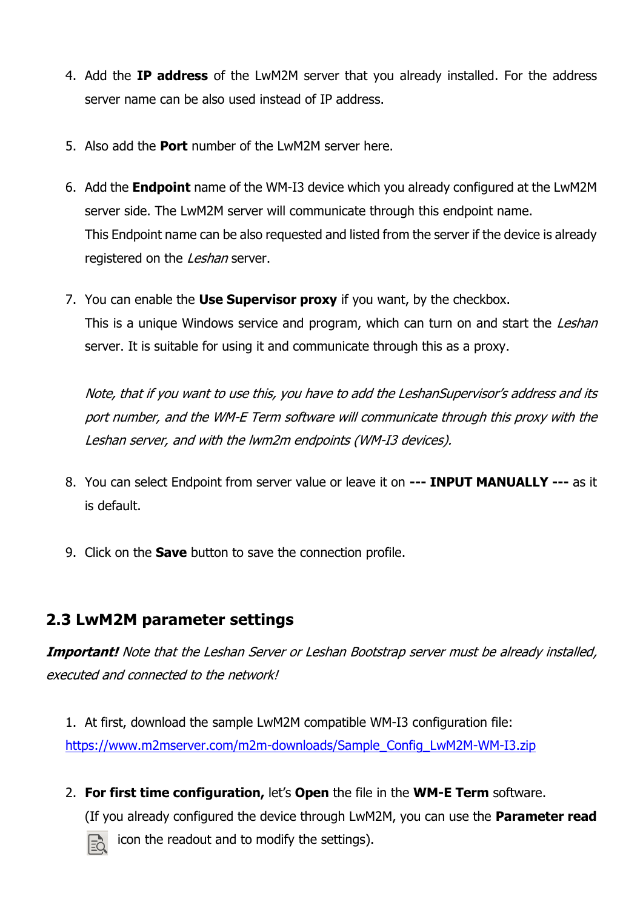4. Add the **IP address** of the LwM2M server that you already installed. For the address server name can be also used instead of IP address.

5. Also add the **Port** number of the LwM2M server here.

6. Add the **Endpoint** name of the WM-I3 device which you already configured at the LwM2M server side. The LwM2M server will communicate through this endpoint name.
   This Endpoint name can be also requested and listed from the server if the device is already registered on the *Leshan* server.

7. You can enable the **Use Supervisor proxy** if you want, by the checkbox.
   This is a unique Windows service and program, which can turn on and start the *Leshan* server. It is suitable for using it and communicate through this as a proxy.

   *Note, that if you want to use this, you have to add the LeshanSupervisor's address and its port number, and the WM-E Term software will communicate through this proxy with the Leshan server, and with the lwm2m endpoints (WM-I3 devices).*

8. You can select Endpoint from server value or leave it on **--- INPUT MANUALLY ---** as it is default.

9. Click on the **Save** button to save the connection profile.

## 2.3 LwM2M parameter settings

***Important!*** *Note that the Leshan Server or Leshan Bootstrap server must be already installed, executed and connected to the network!*

1. At first, download the sample LwM2M compatible WM-I3 configuration file:
   https://www.m2mserver.com/m2m-downloads/Sample_Config_LwM2M-WM-I3.zip

2. **For first time configuration,** let's **Open** the file in the **WM-E Term** software.
   (If you already configured the device through LwM2M, you can use the **Parameter read** icon the readout and to modify the settings).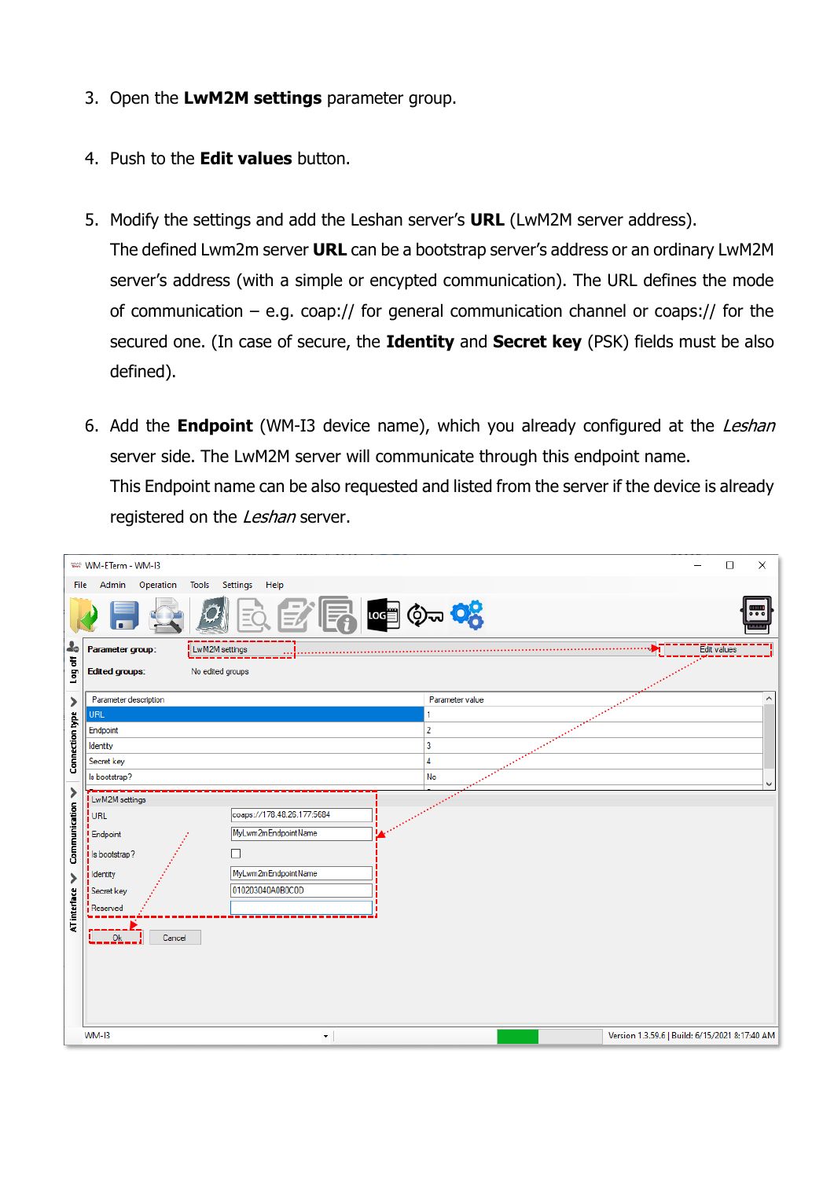3. Open the **LwM2M settings** parameter group.

4. Push to the **Edit values** button.

5. Modify the settings and add the Leshan server's **URL** (LwM2M server address). The defined Lwm2m server **URL** can be a bootstrap server's address or an ordinary LwM2M server's address (with a simple or encypted communication). The URL defines the mode of communication – e.g. coap:// for general communication channel or coaps:// for the secured one. (In case of secure, the **Identity** and **Secret key** (PSK) fields must be also defined).

6. Add the **Endpoint** (WM-I3 device name), which you already configured at the *Leshan* server side. The LwM2M server will communicate through this endpoint name. This Endpoint name can be also requested and listed from the server if the device is already registered on the *Leshan* server.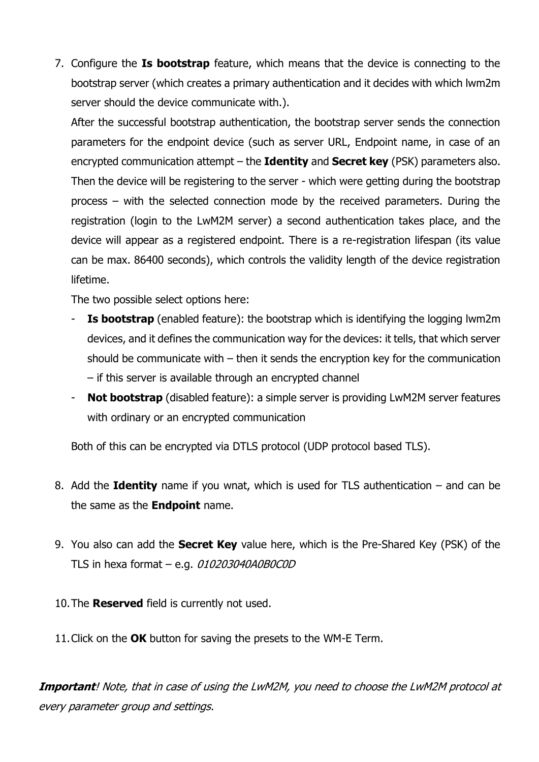7. Configure the **Is bootstrap** feature, which means that the device is connecting to the bootstrap server (which creates a primary authentication and it decides with which lwm2m server should the device communicate with.).

   After the successful bootstrap authentication, the bootstrap server sends the connection parameters for the endpoint device (such as server URL, Endpoint name, in case of an encrypted communication attempt – the **Identity** and **Secret key** (PSK) parameters also. Then the device will be registering to the server - which were getting during the bootstrap process – with the selected connection mode by the received parameters. During the registration (login to the LwM2M server) a second authentication takes place, and the device will appear as a registered endpoint. There is a re-registration lifespan (its value can be max. 86400 seconds), which controls the validity length of the device registration lifetime.

   The two possible select options here:

   - **Is bootstrap** (enabled feature): the bootstrap which is identifying the logging lwm2m devices, and it defines the communication way for the devices: it tells, that which server should be communicate with – then it sends the encryption key for the communication – if this server is available through an encrypted channel
   - **Not bootstrap** (disabled feature): a simple server is providing LwM2M server features with ordinary or an encrypted communication

   Both of this can be encrypted via DTLS protocol (UDP protocol based TLS).

8. Add the **Identity** name if you wnat, which is used for TLS authentication – and can be the same as the **Endpoint** name.

9. You also can add the **Secret Key** value here, which is the Pre-Shared Key (PSK) of the TLS in hexa format – e.g. *010203040A0B0C0D*

10. The **Reserved** field is currently not used.

11. Click on the **OK** button for saving the presets to the WM-E Term.

***Important****! Note, that in case of using the LwM2M, you need to choose the LwM2M protocol at every parameter group and settings.*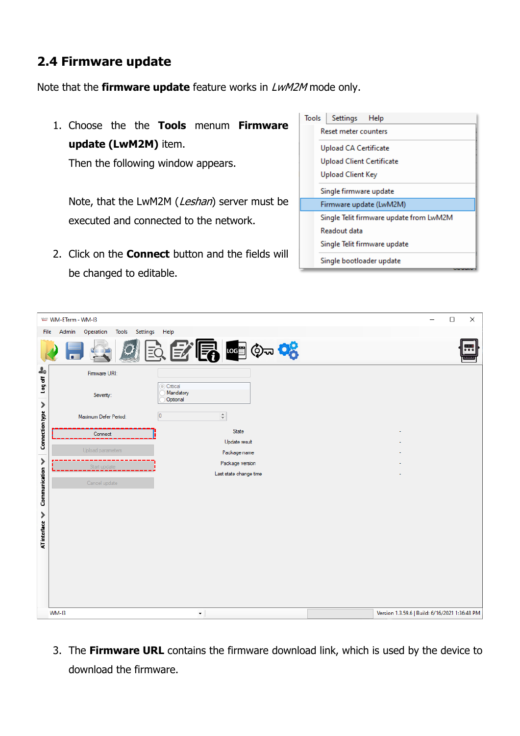## 2.4 Firmware update

Note that the **firmware update** feature works in *LwM2M* mode only.

1. Choose the the **Tools** menum **Firmware update (LwM2M)** item.

   Then the following window appears.

   Note, that the LwM2M (*Leshan*) server must be executed and connected to the network.

2. Click on the **Connect** button and the fields will be changed to editable.

3. The **Firmware URL** contains the firmware download link, which is used by the device to download the firmware.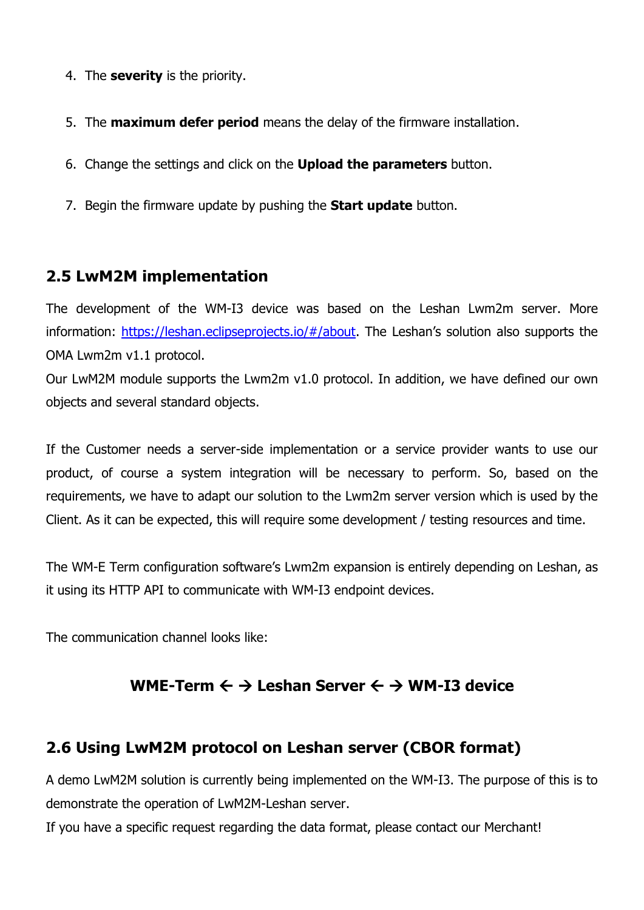4. The **severity** is the priority.

5. The **maximum defer period** means the delay of the firmware installation.

6. Change the settings and click on the **Upload the parameters** button.

7. Begin the firmware update by pushing the **Start update** button.

## 2.5 LwM2M implementation

The development of the WM-I3 device was based on the Leshan Lwm2m server. More information: [https://leshan.eclipseprojects.io/#/about](https://leshan.eclipseprojects.io/#/about). The Leshan's solution also supports the OMA Lwm2m v1.1 protocol.
Our LwM2M module supports the Lwm2m v1.0 protocol. In addition, we have defined our own objects and several standard objects.

If the Customer needs a server-side implementation or a service provider wants to use our product, of course a system integration will be necessary to perform. So, based on the requirements, we have to adapt our solution to the Lwm2m server version which is used by the Client. As it can be expected, this will require some development / testing resources and time.

The WM-E Term configuration software's Lwm2m expansion is entirely depending on Leshan, as it using its HTTP API to communicate with WM-I3 endpoint devices.

The communication channel looks like:

**WME-Term ← → Leshan Server ← → WM-I3 device**

## 2.6 Using LwM2M protocol on Leshan server (CBOR format)

A demo LwM2M solution is currently being implemented on the WM-I3. The purpose of this is to demonstrate the operation of LwM2M-Leshan server.
If you have a specific request regarding the data format, please contact our Merchant!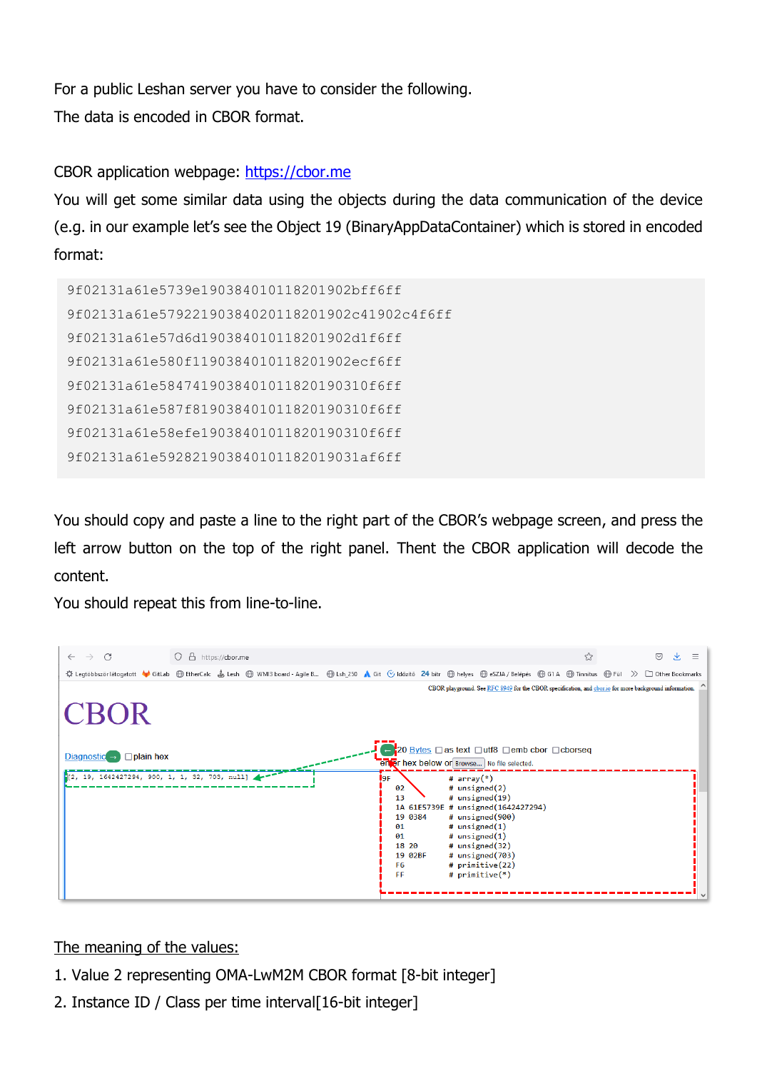For a public Leshan server you have to consider the following.

The data is encoded in CBOR format.

CBOR application webpage: https://cbor.me

You will get some similar data using the objects during the data communication of the device (e.g. in our example let's see the Object 19 (BinaryAppDataContainer) which is stored in encoded format:

```
9f02131a61e5739e190384010118201902bff6ff
9f02131a61e579221903840201182019 02c41902c4f6ff
9f02131a61e57d6d190384010118201902d1f6ff
9f02131a61e580f1190384010118201902ecf6ff
9f02131a61e58474190384010118201903 10f6ff
9f02131a61e587f8190384010118201903 10f6ff
9f02131a61e58efe190384010118201903 10f6ff
9f02131a61e592821903840101182019031af6ff
```

You should copy and paste a line to the right part of the CBOR's webpage screen, and press the left arrow button on the top of the right panel. Thent the CBOR application will decode the content.

You should repeat this from line-to-line.

The meaning of the values:

1. Value 2 representing OMA-LwM2M CBOR format [8-bit integer]
2. Instance ID / Class per time interval[16-bit integer]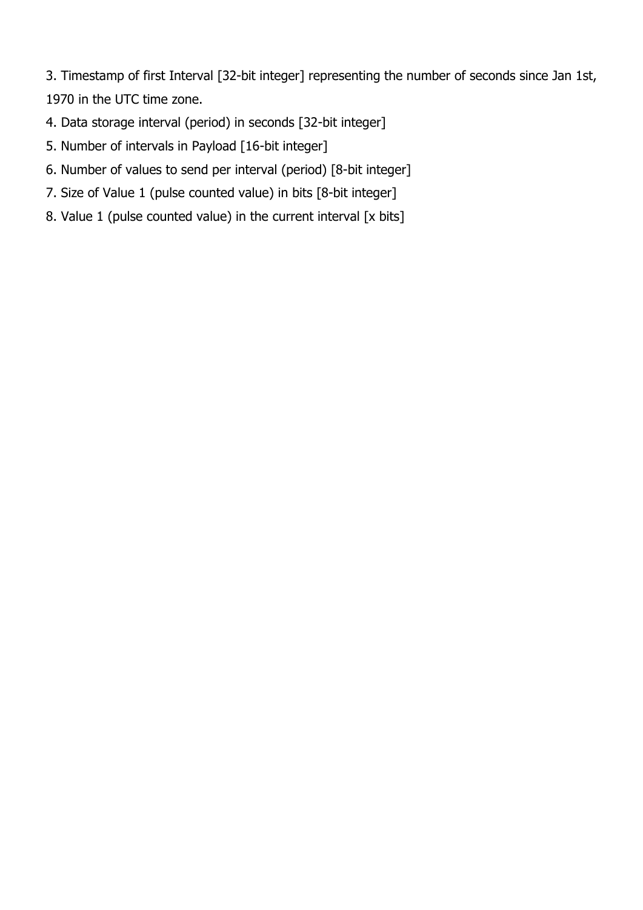3. Timestamp of first Interval [32-bit integer] representing the number of seconds since Jan 1st, 1970 in the UTC time zone.
4. Data storage interval (period) in seconds [32-bit integer]
5. Number of intervals in Payload [16-bit integer]
6. Number of values to send per interval (period) [8-bit integer]
7. Size of Value 1 (pulse counted value) in bits [8-bit integer]
8. Value 1 (pulse counted value) in the current interval [x bits]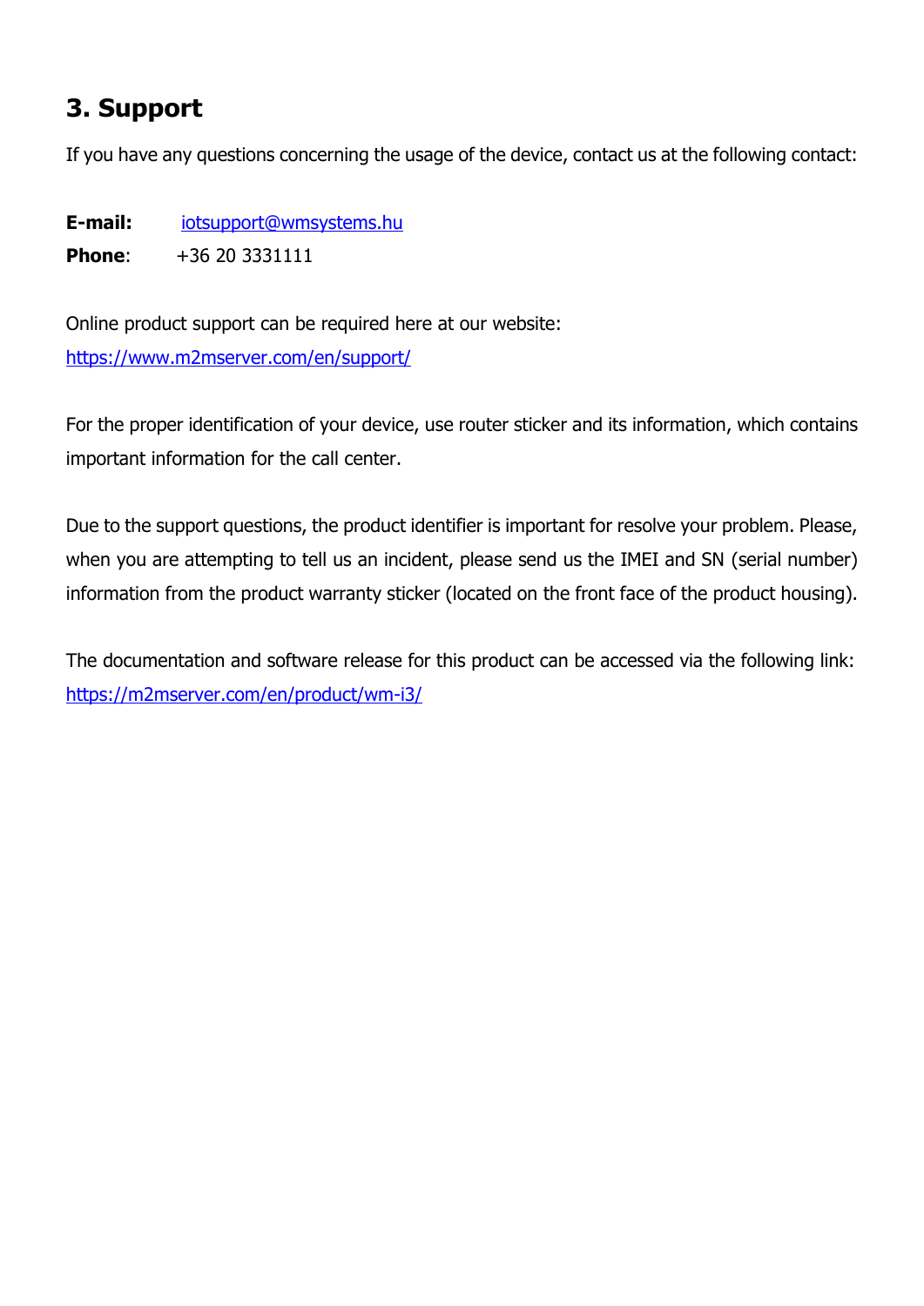# 3. Support

If you have any questions concerning the usage of the device, contact us at the following contact:

**E-mail:** iotsupport@wmsystems.hu

**Phone**: +36 20 3331111

Online product support can be required here at our website:
https://www.m2mserver.com/en/support/

For the proper identification of your device, use router sticker and its information, which contains important information for the call center.

Due to the support questions, the product identifier is important for resolve your problem. Please, when you are attempting to tell us an incident, please send us the IMEI and SN (serial number) information from the product warranty sticker (located on the front face of the product housing).

The documentation and software release for this product can be accessed via the following link:
https://m2mserver.com/en/product/wm-i3/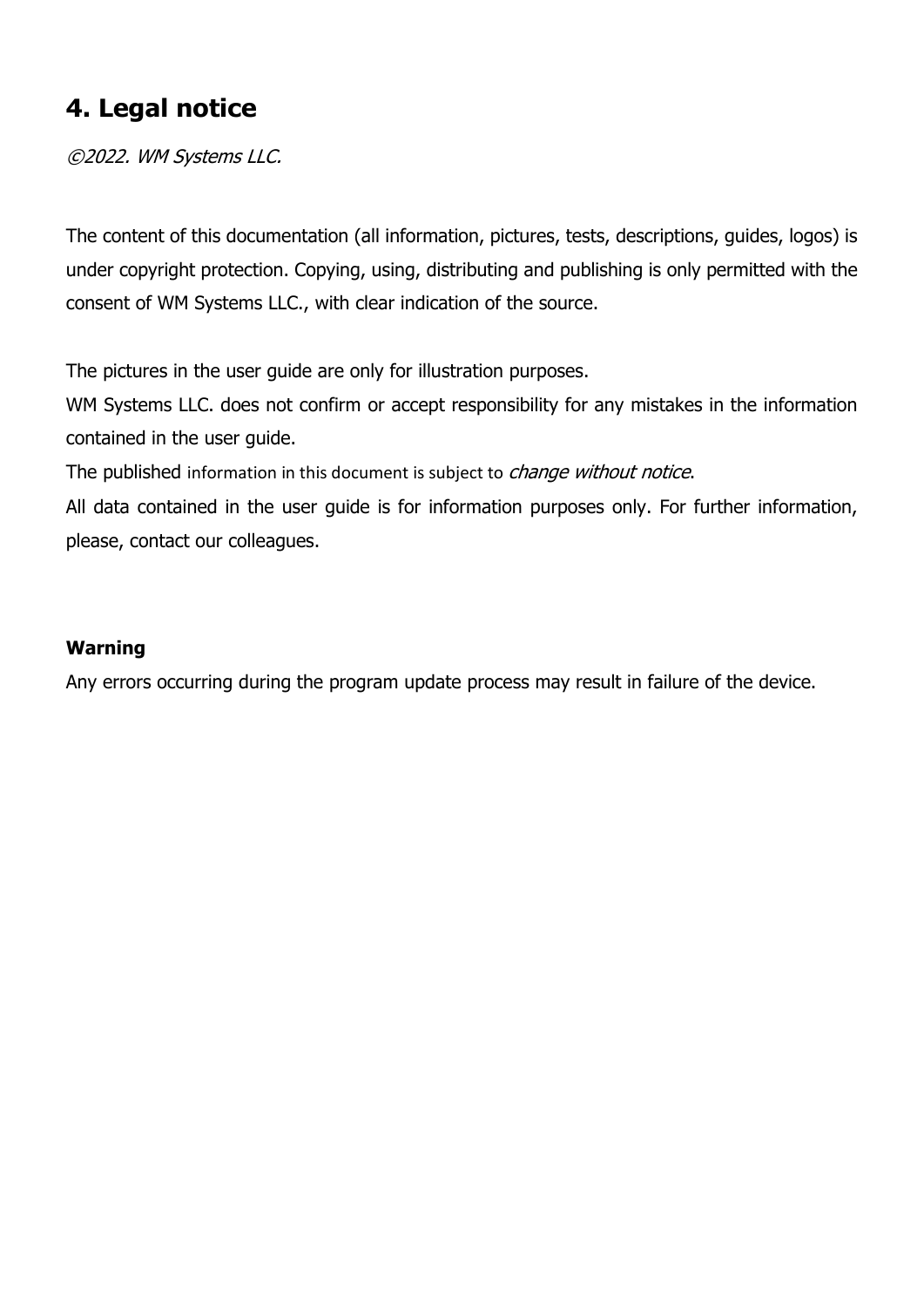# 4. Legal notice

*©2022. WM Systems LLC.*

The content of this documentation (all information, pictures, tests, descriptions, guides, logos) is under copyright protection. Copying, using, distributing and publishing is only permitted with the consent of WM Systems LLC., with clear indication of the source.

The pictures in the user guide are only for illustration purposes.
WM Systems LLC. does not confirm or accept responsibility for any mistakes in the information contained in the user guide.
The published information in this document is subject to *change without notice*.
All data contained in the user guide is for information purposes only. For further information, please, contact our colleagues.

**Warning**
Any errors occurring during the program update process may result in failure of the device.